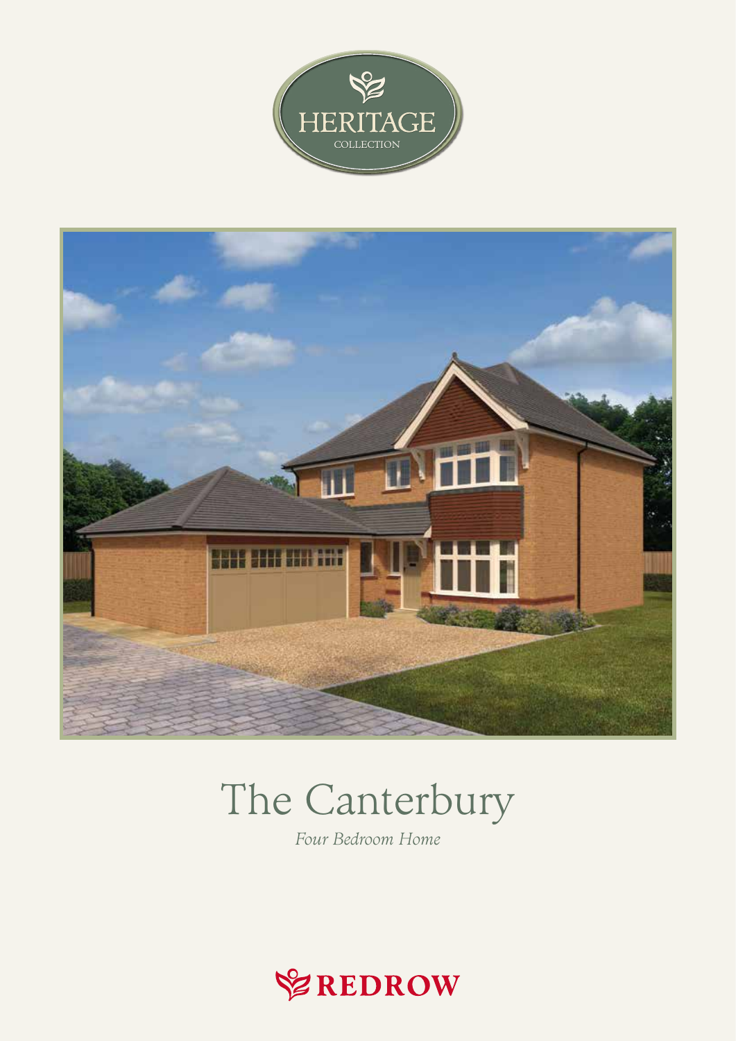HERITAGE

COLLECTION

# The Canterbury

*Four Bedroom Home*

REDROW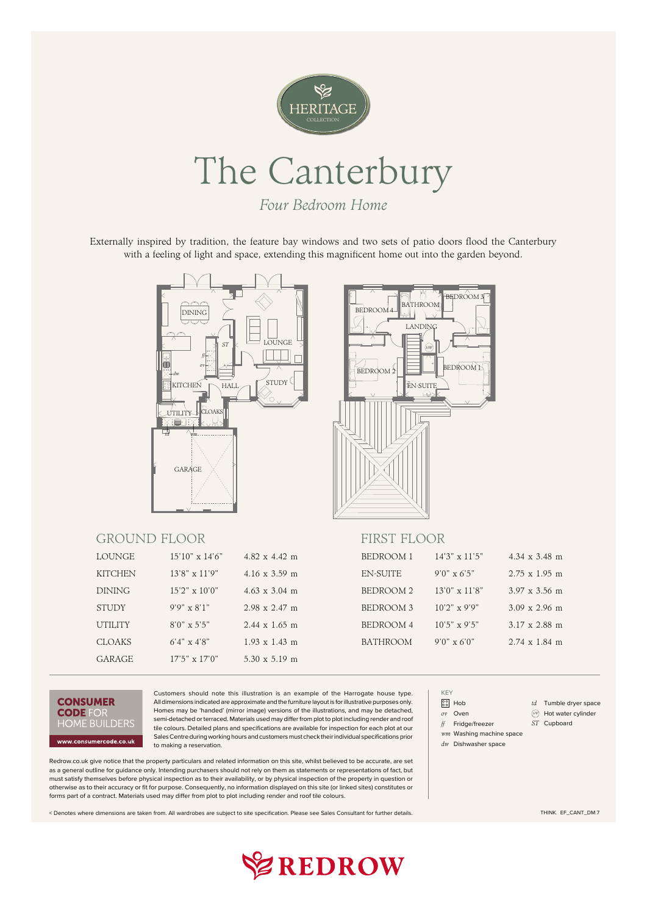HERITAGE
COLLECTION

# The Canterbury

*Four Bedroom Home*

Externally inspired by tradition, the feature bay windows and two sets of patio doors flood the Canterbury with a feeling of light and space, extending this magnificent home out into the garden beyond.

DINING
LOUNGE
ST
ff
ov
dw
KITCHEN
HALL
STUDY
UTILITY
CLOAKS
wm
td
GARAGE

BEDROOM 4
BATHROOM
BEDROOM 3
LANDING
HW
BEDROOM 2
BEDROOM 1
EN-SUITE

## GROUND FLOOR

| | | |
|---|---|---|
| LOUNGE | 15'10" x 14'6" | 4.82 x 4.42 m |
| KITCHEN | 13'8" x 11'9" | 4.16 x 3.59 m |
| DINING | 15'2" x 10'0" | 4.63 x 3.04 m |
| STUDY | 9'9" x 8'1" | 2.98 x 2.47 m |
| UTILITY | 8'0" x 5'5" | 2.44 x 1.65 m |
| CLOAKS | 6'4" x 4'8" | 1.93 x 1.43 m |
| GARAGE | 17'5" x 17'0" | 5.30 x 5.19 m |

## FIRST FLOOR

| | | |
|---|---|---|
| BEDROOM 1 | 14'3" x 11'5" | 4.34 x 3.48 m |
| EN-SUITE | 9'0" x 6'5" | 2.75 x 1.95 m |
| BEDROOM 2 | 13'0" x 11'8" | 3.97 x 3.56 m |
| BEDROOM 3 | 10'2" x 9'9" | 3.09 x 2.96 m |
| BEDROOM 4 | 10'5" x 9'5" | 3.17 x 2.88 m |
| BATHROOM | 9'0" x 6'0" | 2.74 x 1.84 m |

**CONSUMER CODE** FOR HOME BUILDERS
www.consumercode.co.uk

Customers should note this illustration is an example of the Harrogate house type. All dimensions indicated are approximate and the furniture layout is for illustrative purposes only. Homes may be 'handed' (mirror image) versions of the illustrations, and may be detached, semi-detached or terraced. Materials used may differ from plot to plot including render and roof tile colours. Detailed plans and specifications are available for inspection for each plot at our Sales Centre during working hours and customers must check their individual specifications prior to making a reservation.

Redrow.co.uk give notice that the property particulars and related information on this site, whilst believed to be accurate, are set as a general outline for guidance only. Intending purchasers should not rely on them as statements or representations of fact, but must satisfy themselves before physical inspection as to their availability, or by physical inspection of the property in question or otherwise as to their accuracy or fit for purpose. Consequently, no information displayed on this site (or linked sites) constitutes or forms part of a contract. Materials used may differ from plot to plot including render and roof tile colours.

KEY

- Hob
- *ov* Oven
- *ff* Fridge/freezer
- *wm* Washing machine space
- *dw* Dishwasher space
- *td* Tumble dryer space
- HW Hot water cylinder
- *ST* Cupboard

< Denotes where dimensions are taken from. All wardrobes are subject to site specification. Please see Sales Consultant for further details.

THINK. EF_CANT_DM.7

REDROW